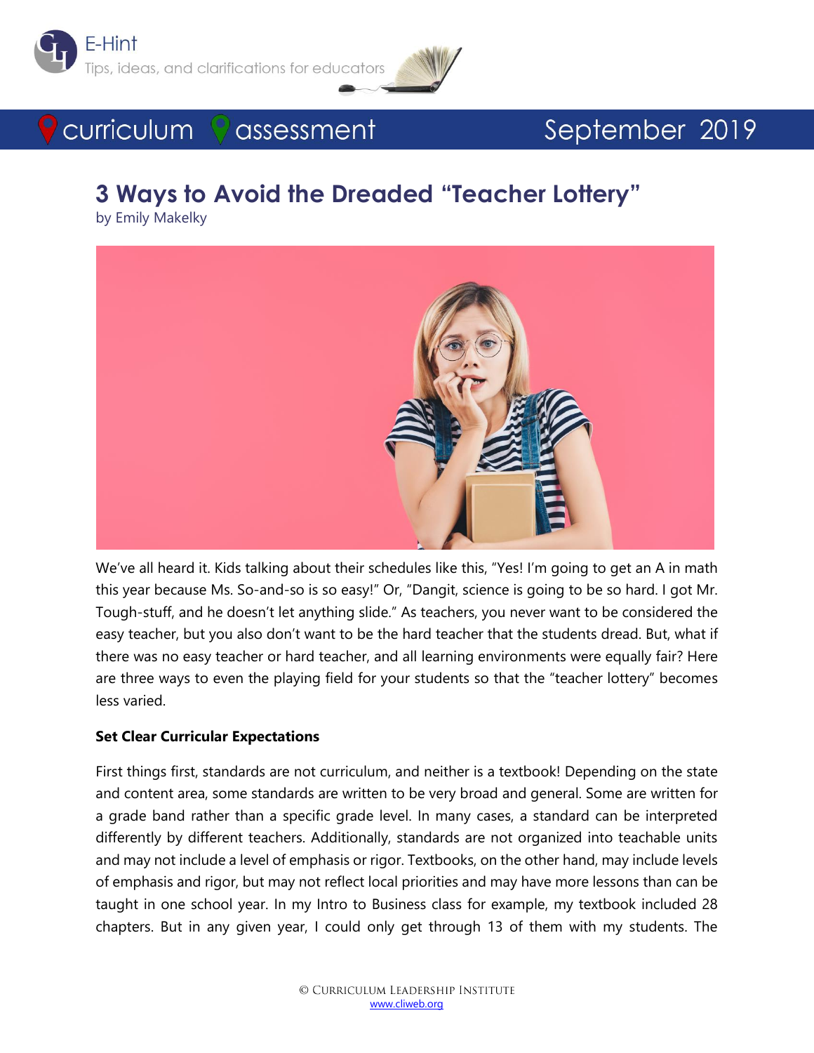E-Hint

Tips, ideas, and clarifications for educators

curriculum assessment September 2019

# 3 Ways to Avoid the Dreaded "Teacher Lottery"

by Emily Makelky

We've all heard it. Kids talking about their schedules like this, "Yes! I'm going to get an A in math this year because Ms. So-and-so is so easy!" Or, "Dangit, science is going to be so hard. I got Mr. Tough-stuff, and he doesn't let anything slide." As teachers, you never want to be considered the easy teacher, but you also don't want to be the hard teacher that the students dread. But, what if there was no easy teacher or hard teacher, and all learning environments were equally fair? Here are three ways to even the playing field for your students so that the "teacher lottery" becomes less varied.

**Set Clear Curricular Expectations**

First things first, standards are not curriculum, and neither is a textbook! Depending on the state and content area, some standards are written to be very broad and general. Some are written for a grade band rather than a specific grade level. In many cases, a standard can be interpreted differently by different teachers. Additionally, standards are not organized into teachable units and may not include a level of emphasis or rigor. Textbooks, on the other hand, may include levels of emphasis and rigor, but may not reflect local priorities and may have more lessons than can be taught in one school year. In my Intro to Business class for example, my textbook included 28 chapters. But in any given year, I could only get through 13 of them with my students. The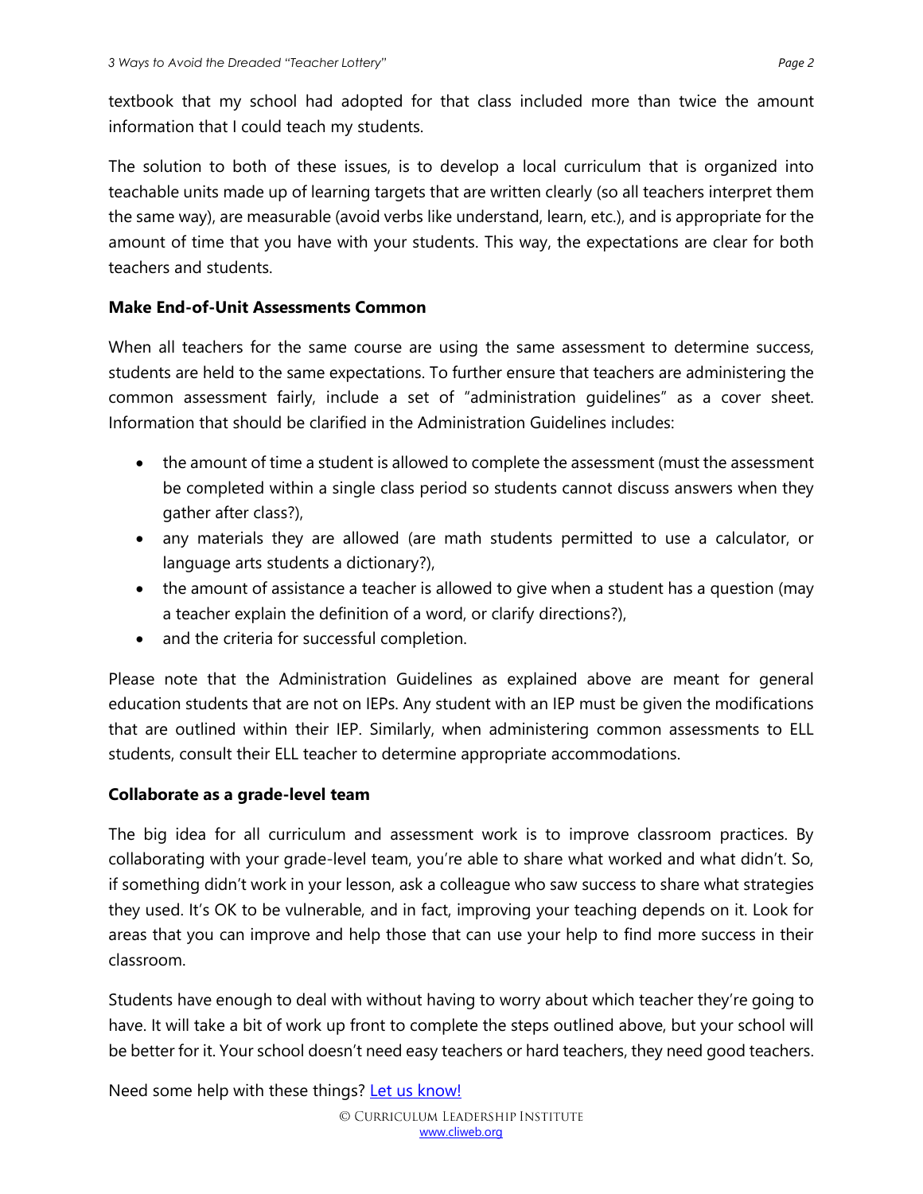textbook that my school had adopted for that class included more than twice the amount information that I could teach my students.

The solution to both of these issues, is to develop a local curriculum that is organized into teachable units made up of learning targets that are written clearly (so all teachers interpret them the same way), are measurable (avoid verbs like understand, learn, etc.), and is appropriate for the amount of time that you have with your students. This way, the expectations are clear for both teachers and students.

**Make End-of-Unit Assessments Common**

When all teachers for the same course are using the same assessment to determine success, students are held to the same expectations. To further ensure that teachers are administering the common assessment fairly, include a set of "administration guidelines" as a cover sheet. Information that should be clarified in the Administration Guidelines includes:

- the amount of time a student is allowed to complete the assessment (must the assessment be completed within a single class period so students cannot discuss answers when they gather after class?),
- any materials they are allowed (are math students permitted to use a calculator, or language arts students a dictionary?),
- the amount of assistance a teacher is allowed to give when a student has a question (may a teacher explain the definition of a word, or clarify directions?),
- and the criteria for successful completion.

Please note that the Administration Guidelines as explained above are meant for general education students that are not on IEPs. Any student with an IEP must be given the modifications that are outlined within their IEP. Similarly, when administering common assessments to ELL students, consult their ELL teacher to determine appropriate accommodations.

**Collaborate as a grade-level team**

The big idea for all curriculum and assessment work is to improve classroom practices. By collaborating with your grade-level team, you're able to share what worked and what didn't. So, if something didn't work in your lesson, ask a colleague who saw success to share what strategies they used. It's OK to be vulnerable, and in fact, improving your teaching depends on it. Look for areas that you can improve and help those that can use your help to find more success in their classroom.

Students have enough to deal with without having to worry about which teacher they're going to have. It will take a bit of work up front to complete the steps outlined above, but your school will be better for it. Your school doesn't need easy teachers or hard teachers, they need good teachers.

Need some help with these things? [Let us know!]